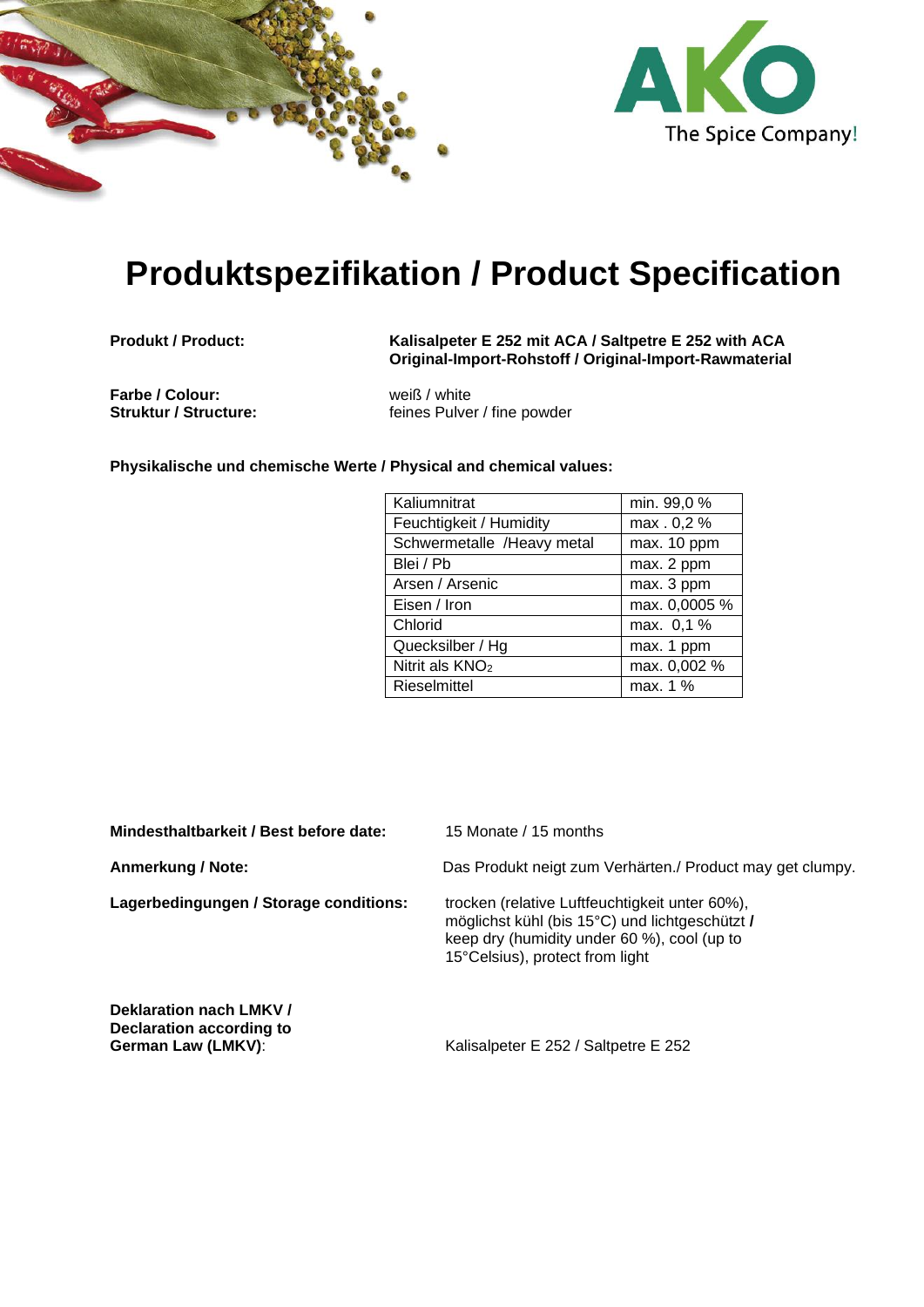AKO
The Spice Company!

# Produktspezifikation / Product Specification

**Produkt / Product:** **Kalisalpeter E 252 mit ACA / Saltpetre E 252 with ACA**
**Original-Import-Rohstoff / Original-Import-Rawmaterial**

**Farbe / Colour:** weiß / white
**Struktur / Structure:** feines Pulver / fine powder

**Physikalische und chemische Werte / Physical and chemical values:**

| | |
|---|---|
| Kaliumnitrat | min. 99,0 % |
| Feuchtigkeit / Humidity | max . 0,2 % |
| Schwermetalle /Heavy metal | max. 10 ppm |
| Blei / Pb | max. 2 ppm |
| Arsen / Arsenic | max. 3 ppm |
| Eisen / Iron | max. 0,0005 % |
| Chlorid | max. 0,1 % |
| Quecksilber / Hg | max. 1 ppm |
| Nitrit als $KNO_2$ | max. 0,002 % |
| Rieselmittel | max. 1 % |

**Mindesthaltbarkeit / Best before date:** 15 Monate / 15 months

**Anmerkung / Note:** Das Produkt neigt zum Verhärten./ Product may get clumpy.

**Lagerbedingungen / Storage conditions:** trocken (relative Luftfeuchtigkeit unter 60%), möglichst kühl (bis 15°C) und lichtgeschützt **/** keep dry (humidity under 60 %), cool (up to 15°Celsius), protect from light

**Deklaration nach LMKV / Declaration according to German Law (LMKV)**: Kalisalpeter E 252 / Saltpetre E 252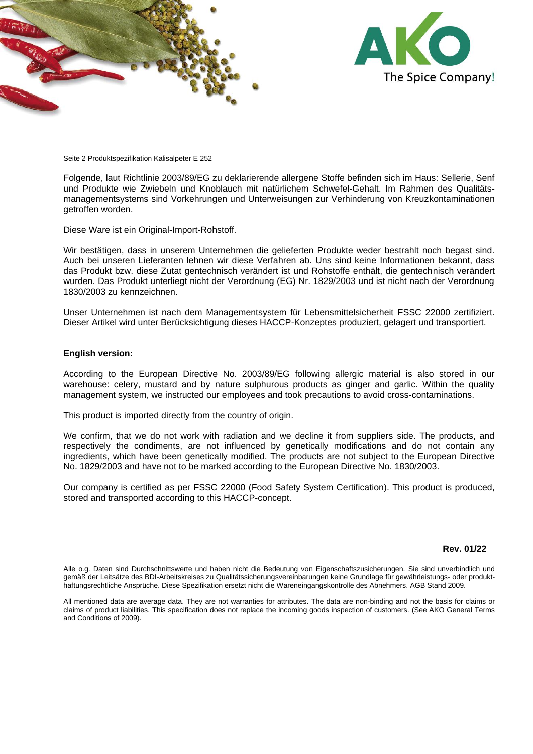Seite 2 Produktspezifikation Kalisalpeter E 252

Folgende, laut Richtlinie 2003/89/EG zu deklarierende allergene Stoffe befinden sich im Haus: Sellerie, Senf und Produkte wie Zwiebeln und Knoblauch mit natürlichem Schwefel-Gehalt. Im Rahmen des Qualitätsmanagementsystems sind Vorkehrungen und Unterweisungen zur Verhinderung von Kreuzkontaminationen getroffen worden.

Diese Ware ist ein Original-Import-Rohstoff.

Wir bestätigen, dass in unserem Unternehmen die gelieferten Produkte weder bestrahlt noch begast sind. Auch bei unseren Lieferanten lehnen wir diese Verfahren ab. Uns sind keine Informationen bekannt, dass das Produkt bzw. diese Zutat gentechnisch verändert ist und Rohstoffe enthält, die gentechnisch verändert wurden. Das Produkt unterliegt nicht der Verordnung (EG) Nr. 1829/2003 und ist nicht nach der Verordnung 1830/2003 zu kennzeichnen.

Unser Unternehmen ist nach dem Managementsystem für Lebensmittelsicherheit FSSC 22000 zertifiziert. Dieser Artikel wird unter Berücksichtigung dieses HACCP-Konzeptes produziert, gelagert und transportiert.

**English version:**

According to the European Directive No. 2003/89/EG following allergic material is also stored in our warehouse: celery, mustard and by nature sulphurous products as ginger and garlic. Within the quality management system, we instructed our employees and took precautions to avoid cross-contaminations.

This product is imported directly from the country of origin.

We confirm, that we do not work with radiation and we decline it from suppliers side. The products, and respectively the condiments, are not influenced by genetically modifications and do not contain any ingredients, which have been genetically modified. The products are not subject to the European Directive No. 1829/2003 and have not to be marked according to the European Directive No. 1830/2003.

Our company is certified as per FSSC 22000 (Food Safety System Certification). This product is produced, stored and transported according to this HACCP-concept.

**Rev. 01/22**

Alle o.g. Daten sind Durchschnittswerte und haben nicht die Bedeutung von Eigenschaftszusicherungen. Sie sind unverbindlich und gemäß der Leitsätze des BDI-Arbeitskreises zu Qualitätssicherungsvereinbarungen keine Grundlage für gewährleistungs- oder produkthaftungsrechtliche Ansprüche. Diese Spezifikation ersetzt nicht die Wareneingangskontrolle des Abnehmers. AGB Stand 2009.

All mentioned data are average data. They are not warranties for attributes. The data are non-binding and not the basis for claims or claims of product liabilities. This specification does not replace the incoming goods inspection of customers. (See AKO General Terms and Conditions of 2009).